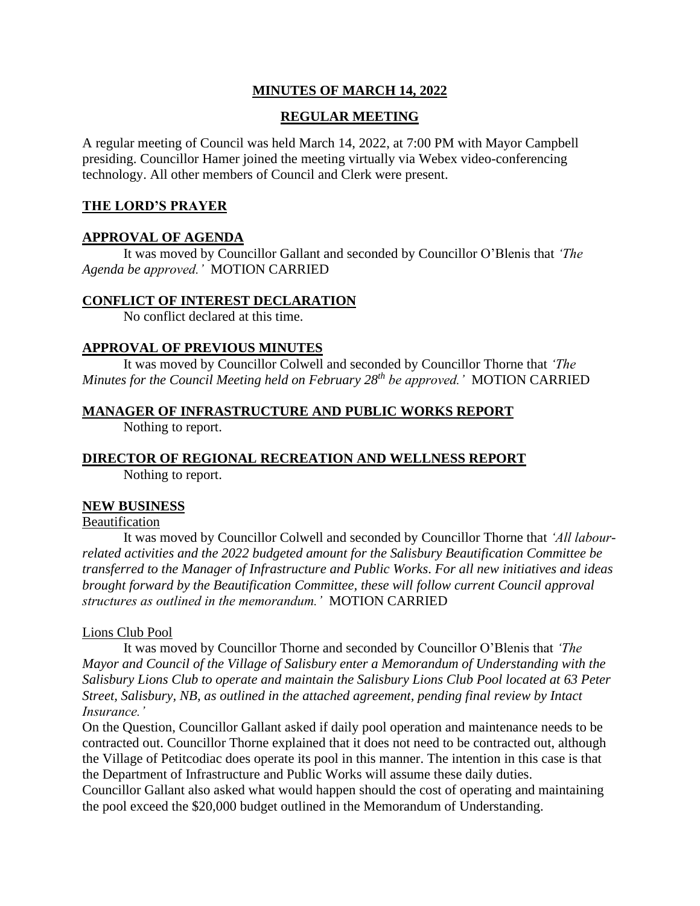# MINUTES OF MARCH 14, 2022

## REGULAR MEETING

A regular meeting of Council was held March 14, 2022, at 7:00 PM with Mayor Campbell presiding. Councillor Hamer joined the meeting virtually via Webex video-conferencing technology. All other members of Council and Clerk were present.

### THE LORD'S PRAYER

### APPROVAL OF AGENDA

It was moved by Councillor Gallant and seconded by Councillor O'Blenis that *'The Agenda be approved.'* MOTION CARRIED

### CONFLICT OF INTEREST DECLARATION

No conflict declared at this time.

### APPROVAL OF PREVIOUS MINUTES

It was moved by Councillor Colwell and seconded by Councillor Thorne that *'The Minutes for the Council Meeting held on February 28th be approved.'* MOTION CARRIED

### MANAGER OF INFRASTRUCTURE AND PUBLIC WORKS REPORT

Nothing to report.

### DIRECTOR OF REGIONAL RECREATION AND WELLNESS REPORT

Nothing to report.

### NEW BUSINESS

Beautification

It was moved by Councillor Colwell and seconded by Councillor Thorne that *'All labour-related activities and the 2022 budgeted amount for the Salisbury Beautification Committee be transferred to the Manager of Infrastructure and Public Works. For all new initiatives and ideas brought forward by the Beautification Committee, these will follow current Council approval structures as outlined in the memorandum.'* MOTION CARRIED

Lions Club Pool

It was moved by Councillor Thorne and seconded by Councillor O'Blenis that *'The Mayor and Council of the Village of Salisbury enter a Memorandum of Understanding with the Salisbury Lions Club to operate and maintain the Salisbury Lions Club Pool located at 63 Peter Street, Salisbury, NB, as outlined in the attached agreement, pending final review by Intact Insurance.'*

On the Question, Councillor Gallant asked if daily pool operation and maintenance needs to be contracted out. Councillor Thorne explained that it does not need to be contracted out, although the Village of Petitcodiac does operate its pool in this manner. The intention in this case is that the Department of Infrastructure and Public Works will assume these daily duties.

Councillor Gallant also asked what would happen should the cost of operating and maintaining the pool exceed the $20,000 budget outlined in the Memorandum of Understanding.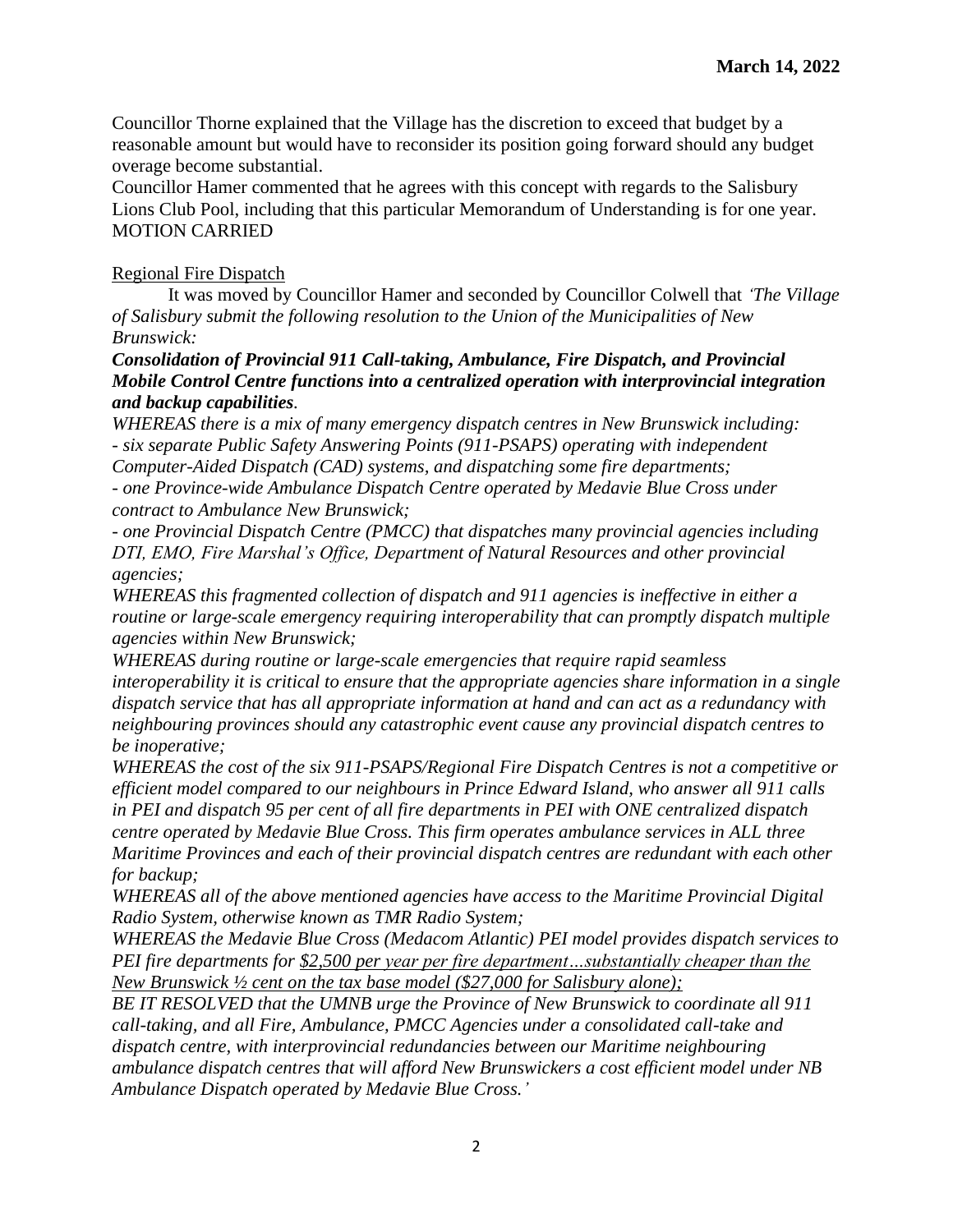Councillor Thorne explained that the Village has the discretion to exceed that budget by a reasonable amount but would have to reconsider its position going forward should any budget overage become substantial.

Councillor Hamer commented that he agrees with this concept with regards to the Salisbury Lions Club Pool, including that this particular Memorandum of Understanding is for one year.

MOTION CARRIED

Regional Fire Dispatch

It was moved by Councillor Hamer and seconded by Councillor Colwell that *'The Village of Salisbury submit the following resolution to the Union of the Municipalities of New Brunswick:*

***Consolidation of Provincial 911 Call-taking, Ambulance, Fire Dispatch, and Provincial Mobile Control Centre functions into a centralized operation with interprovincial integration and backup capabilities**.*

*WHEREAS there is a mix of many emergency dispatch centres in New Brunswick including:*
*- six separate Public Safety Answering Points (911-PSAPS) operating with independent Computer-Aided Dispatch (CAD) systems, and dispatching some fire departments;*
*- one Province-wide Ambulance Dispatch Centre operated by Medavie Blue Cross under contract to Ambulance New Brunswick;*
*- one Provincial Dispatch Centre (PMCC) that dispatches many provincial agencies including DTI, EMO, Fire Marshal's Office, Department of Natural Resources and other provincial agencies;*

*WHEREAS this fragmented collection of dispatch and 911 agencies is ineffective in either a routine or large-scale emergency requiring interoperability that can promptly dispatch multiple agencies within New Brunswick;*

*WHEREAS during routine or large-scale emergencies that require rapid seamless interoperability it is critical to ensure that the appropriate agencies share information in a single dispatch service that has all appropriate information at hand and can act as a redundancy with neighbouring provinces should any catastrophic event cause any provincial dispatch centres to be inoperative;*

*WHEREAS the cost of the six 911-PSAPS/Regional Fire Dispatch Centres is not a competitive or efficient model compared to our neighbours in Prince Edward Island, who answer all 911 calls in PEI and dispatch 95 per cent of all fire departments in PEI with ONE centralized dispatch centre operated by Medavie Blue Cross. This firm operates ambulance services in ALL three Maritime Provinces and each of their provincial dispatch centres are redundant with each other for backup;*

*WHEREAS all of the above mentioned agencies have access to the Maritime Provincial Digital Radio System, otherwise known as TMR Radio System;*

*WHEREAS the Medavie Blue Cross (Medacom Atlantic) PEI model provides dispatch services to PEI fire departments for <u>$2,500 per year per fire department…substantially cheaper than the New Brunswick ½ cent on the tax base model ($27,000 for Salisbury alone);</u>*

*BE IT RESOLVED that the UMNB urge the Province of New Brunswick to coordinate all 911 call-taking, and all Fire, Ambulance, PMCC Agencies under a consolidated call-take and dispatch centre, with interprovincial redundancies between our Maritime neighbouring ambulance dispatch centres that will afford New Brunswickers a cost efficient model under NB Ambulance Dispatch operated by Medavie Blue Cross.'*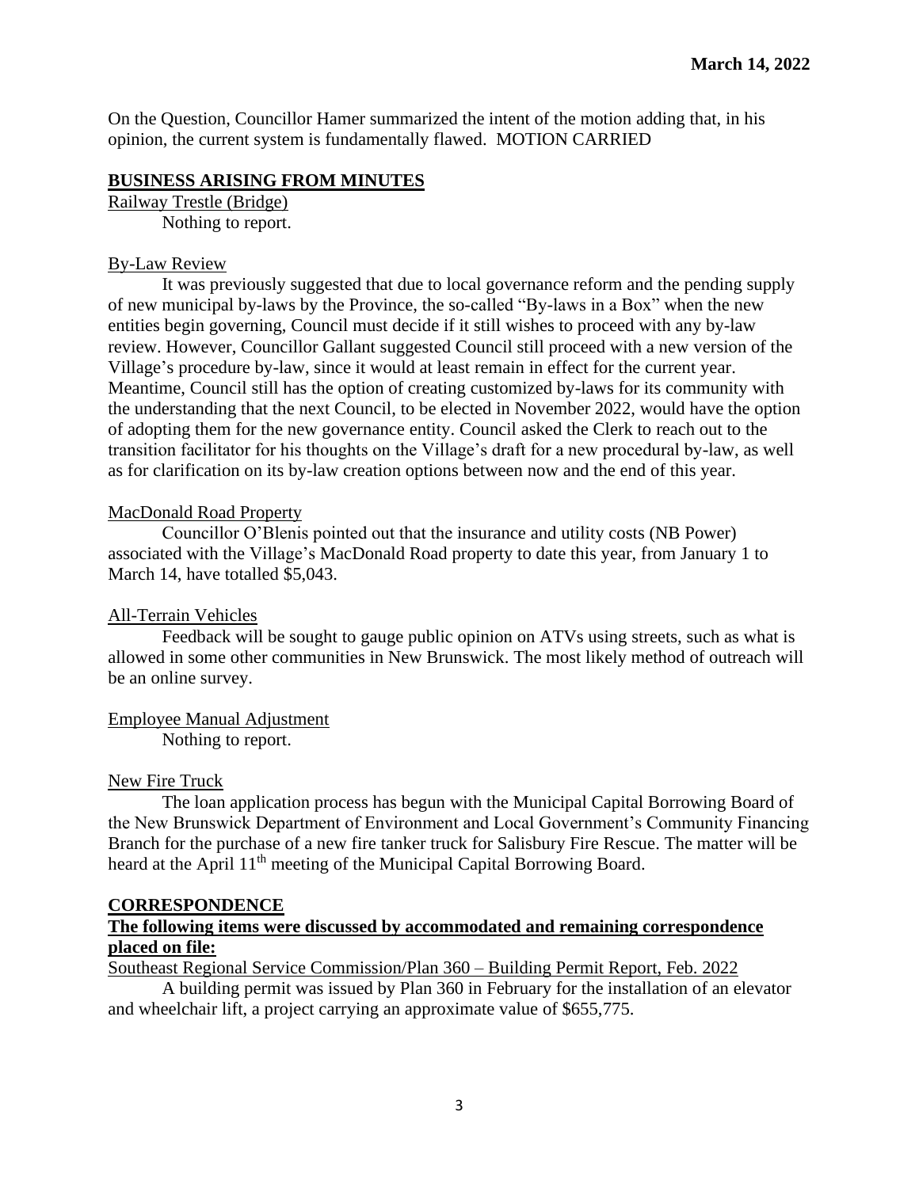On the Question, Councillor Hamer summarized the intent of the motion adding that, in his opinion, the current system is fundamentally flawed. MOTION CARRIED

## BUSINESS ARISING FROM MINUTES

Railway Trestle (Bridge)

Nothing to report.

By-Law Review

It was previously suggested that due to local governance reform and the pending supply of new municipal by-laws by the Province, the so-called "By-laws in a Box" when the new entities begin governing, Council must decide if it still wishes to proceed with any by-law review. However, Councillor Gallant suggested Council still proceed with a new version of the Village's procedure by-law, since it would at least remain in effect for the current year. Meantime, Council still has the option of creating customized by-laws for its community with the understanding that the next Council, to be elected in November 2022, would have the option of adopting them for the new governance entity. Council asked the Clerk to reach out to the transition facilitator for his thoughts on the Village's draft for a new procedural by-law, as well as for clarification on its by-law creation options between now and the end of this year.

MacDonald Road Property

Councillor O'Blenis pointed out that the insurance and utility costs (NB Power) associated with the Village's MacDonald Road property to date this year, from January 1 to March 14, have totalled $5,043.

All-Terrain Vehicles

Feedback will be sought to gauge public opinion on ATVs using streets, such as what is allowed in some other communities in New Brunswick. The most likely method of outreach will be an online survey.

Employee Manual Adjustment

Nothing to report.

New Fire Truck

The loan application process has begun with the Municipal Capital Borrowing Board of the New Brunswick Department of Environment and Local Government's Community Financing Branch for the purchase of a new fire tanker truck for Salisbury Fire Rescue. The matter will be heard at the April 11th meeting of the Municipal Capital Borrowing Board.

## CORRESPONDENCE

**The following items were discussed by accommodated and remaining correspondence placed on file:**

Southeast Regional Service Commission/Plan 360 – Building Permit Report, Feb. 2022

A building permit was issued by Plan 360 in February for the installation of an elevator and wheelchair lift, a project carrying an approximate value of $655,775.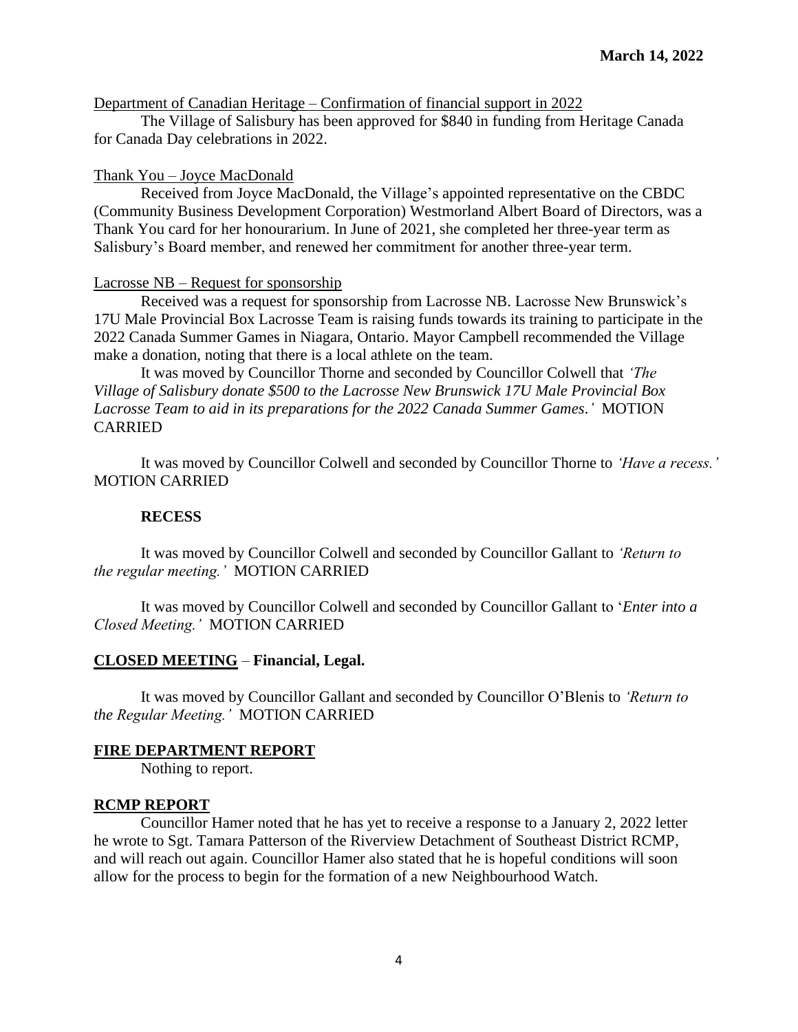Department of Canadian Heritage – Confirmation of financial support in 2022

The Village of Salisbury has been approved for $840 in funding from Heritage Canada for Canada Day celebrations in 2022.

Thank You – Joyce MacDonald

Received from Joyce MacDonald, the Village's appointed representative on the CBDC (Community Business Development Corporation) Westmorland Albert Board of Directors, was a Thank You card for her honourarium. In June of 2021, she completed her three-year term as Salisbury's Board member, and renewed her commitment for another three-year term.

Lacrosse NB – Request for sponsorship

Received was a request for sponsorship from Lacrosse NB. Lacrosse New Brunswick's 17U Male Provincial Box Lacrosse Team is raising funds towards its training to participate in the 2022 Canada Summer Games in Niagara, Ontario. Mayor Campbell recommended the Village make a donation, noting that there is a local athlete on the team.

It was moved by Councillor Thorne and seconded by Councillor Colwell that *'The Village of Salisbury donate $500 to the Lacrosse New Brunswick 17U Male Provincial Box Lacrosse Team to aid in its preparations for the 2022 Canada Summer Games.'* MOTION CARRIED

It was moved by Councillor Colwell and seconded by Councillor Thorne to *'Have a recess.'* MOTION CARRIED

**RECESS**

It was moved by Councillor Colwell and seconded by Councillor Gallant to *'Return to the regular meeting.'* MOTION CARRIED

It was moved by Councillor Colwell and seconded by Councillor Gallant to '*Enter into a Closed Meeting.'* MOTION CARRIED

## CLOSED MEETING – Financial, Legal.

It was moved by Councillor Gallant and seconded by Councillor O'Blenis to *'Return to the Regular Meeting.'* MOTION CARRIED

## FIRE DEPARTMENT REPORT

Nothing to report.

## RCMP REPORT

Councillor Hamer noted that he has yet to receive a response to a January 2, 2022 letter he wrote to Sgt. Tamara Patterson of the Riverview Detachment of Southeast District RCMP, and will reach out again. Councillor Hamer also stated that he is hopeful conditions will soon allow for the process to begin for the formation of a new Neighbourhood Watch.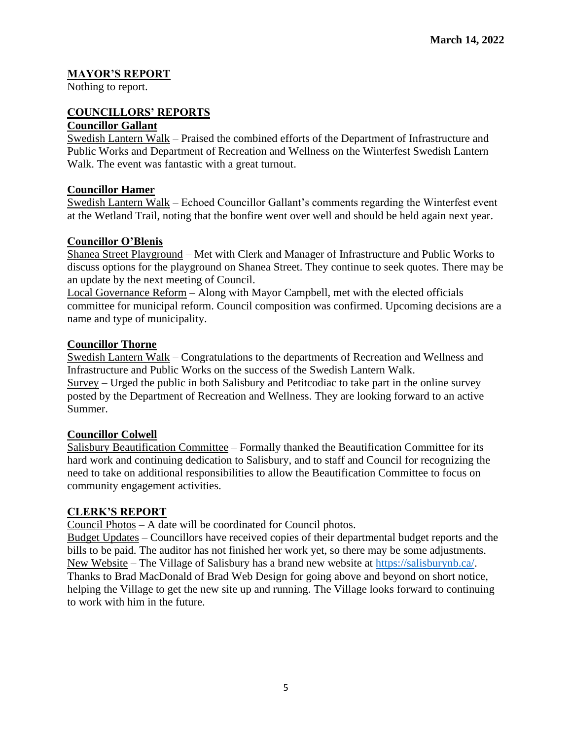March 14, 2022

## MAYOR'S REPORT

Nothing to report.

## COUNCILLORS' REPORTS

### Councillor Gallant

Swedish Lantern Walk – Praised the combined efforts of the Department of Infrastructure and Public Works and Department of Recreation and Wellness on the Winterfest Swedish Lantern Walk. The event was fantastic with a great turnout.

### Councillor Hamer

Swedish Lantern Walk – Echoed Councillor Gallant's comments regarding the Winterfest event at the Wetland Trail, noting that the bonfire went over well and should be held again next year.

### Councillor O'Blenis

Shanea Street Playground – Met with Clerk and Manager of Infrastructure and Public Works to discuss options for the playground on Shanea Street. They continue to seek quotes. There may be an update by the next meeting of Council.

Local Governance Reform – Along with Mayor Campbell, met with the elected officials committee for municipal reform. Council composition was confirmed. Upcoming decisions are a name and type of municipality.

### Councillor Thorne

Swedish Lantern Walk – Congratulations to the departments of Recreation and Wellness and Infrastructure and Public Works on the success of the Swedish Lantern Walk.

Survey – Urged the public in both Salisbury and Petitcodiac to take part in the online survey posted by the Department of Recreation and Wellness. They are looking forward to an active Summer.

### Councillor Colwell

Salisbury Beautification Committee – Formally thanked the Beautification Committee for its hard work and continuing dedication to Salisbury, and to staff and Council for recognizing the need to take on additional responsibilities to allow the Beautification Committee to focus on community engagement activities.

## CLERK'S REPORT

Council Photos – A date will be coordinated for Council photos.

Budget Updates – Councillors have received copies of their departmental budget reports and the bills to be paid. The auditor has not finished her work yet, so there may be some adjustments.

New Website – The Village of Salisbury has a brand new website at https://salisburynb.ca/. Thanks to Brad MacDonald of Brad Web Design for going above and beyond on short notice, helping the Village to get the new site up and running. The Village looks forward to continuing to work with him in the future.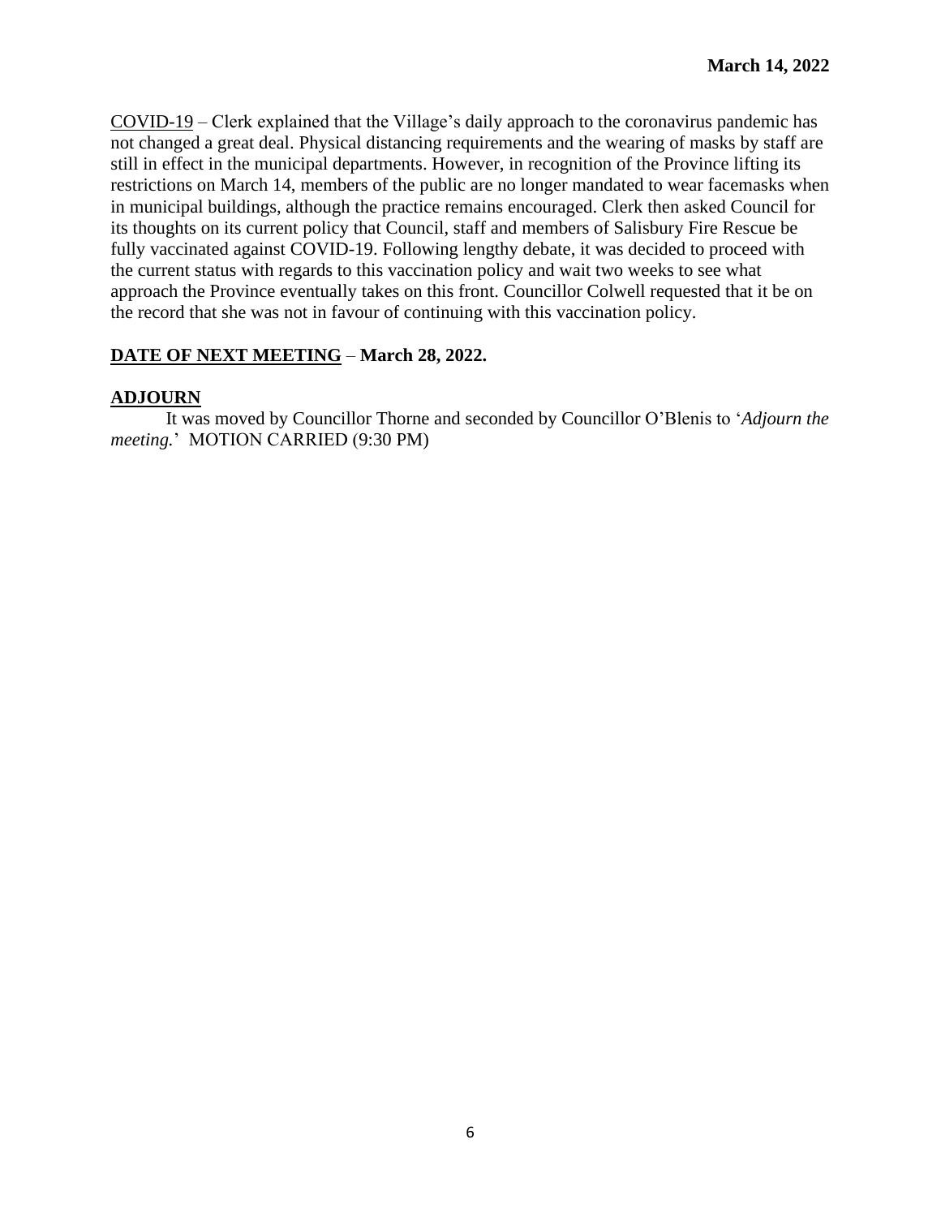COVID-19 – Clerk explained that the Village's daily approach to the coronavirus pandemic has not changed a great deal. Physical distancing requirements and the wearing of masks by staff are still in effect in the municipal departments. However, in recognition of the Province lifting its restrictions on March 14, members of the public are no longer mandated to wear facemasks when in municipal buildings, although the practice remains encouraged. Clerk then asked Council for its thoughts on its current policy that Council, staff and members of Salisbury Fire Rescue be fully vaccinated against COVID-19. Following lengthy debate, it was decided to proceed with the current status with regards to this vaccination policy and wait two weeks to see what approach the Province eventually takes on this front. Councillor Colwell requested that it be on the record that she was not in favour of continuing with this vaccination policy.

**DATE OF NEXT MEETING – March 28, 2022.**

**ADJOURN**

It was moved by Councillor Thorne and seconded by Councillor O'Blenis to '*Adjourn the meeting.*' MOTION CARRIED (9:30 PM)